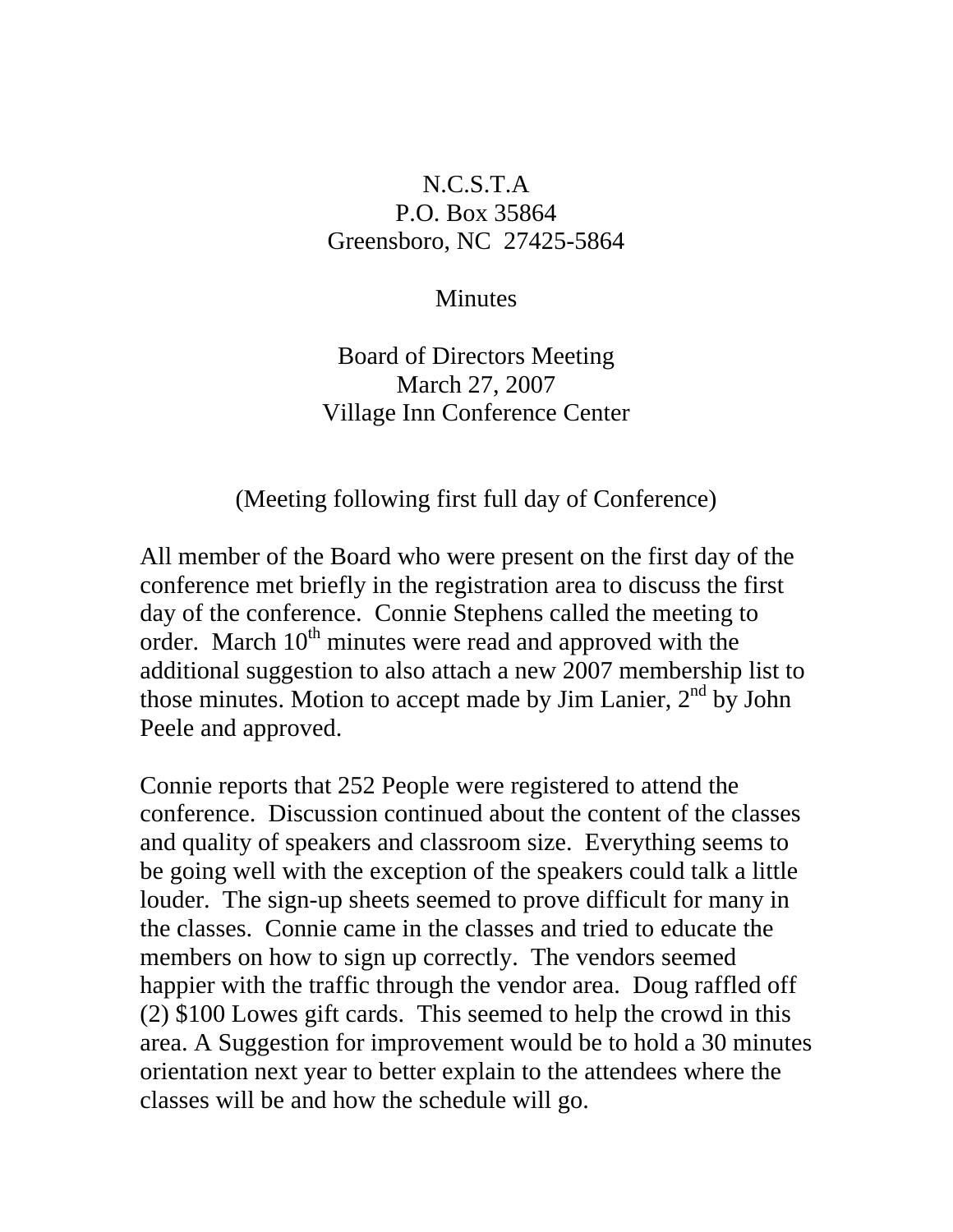N.C.S.T.A
P.O. Box 35864
Greensboro, NC 27425-5864

Minutes

Board of Directors Meeting
March 27, 2007
Village Inn Conference Center

(Meeting following first full day of Conference)

All member of the Board who were present on the first day of the conference met briefly in the registration area to discuss the first day of the conference. Connie Stephens called the meeting to order. March 10th minutes were read and approved with the additional suggestion to also attach a new 2007 membership list to those minutes. Motion to accept made by Jim Lanier, 2nd by John Peele and approved.

Connie reports that 252 People were registered to attend the conference. Discussion continued about the content of the classes and quality of speakers and classroom size. Everything seems to be going well with the exception of the speakers could talk a little louder. The sign-up sheets seemed to prove difficult for many in the classes. Connie came in the classes and tried to educate the members on how to sign up correctly. The vendors seemed happier with the traffic through the vendor area. Doug raffled off (2) $100 Lowes gift cards. This seemed to help the crowd in this area. A Suggestion for improvement would be to hold a 30 minutes orientation next year to better explain to the attendees where the classes will be and how the schedule will go.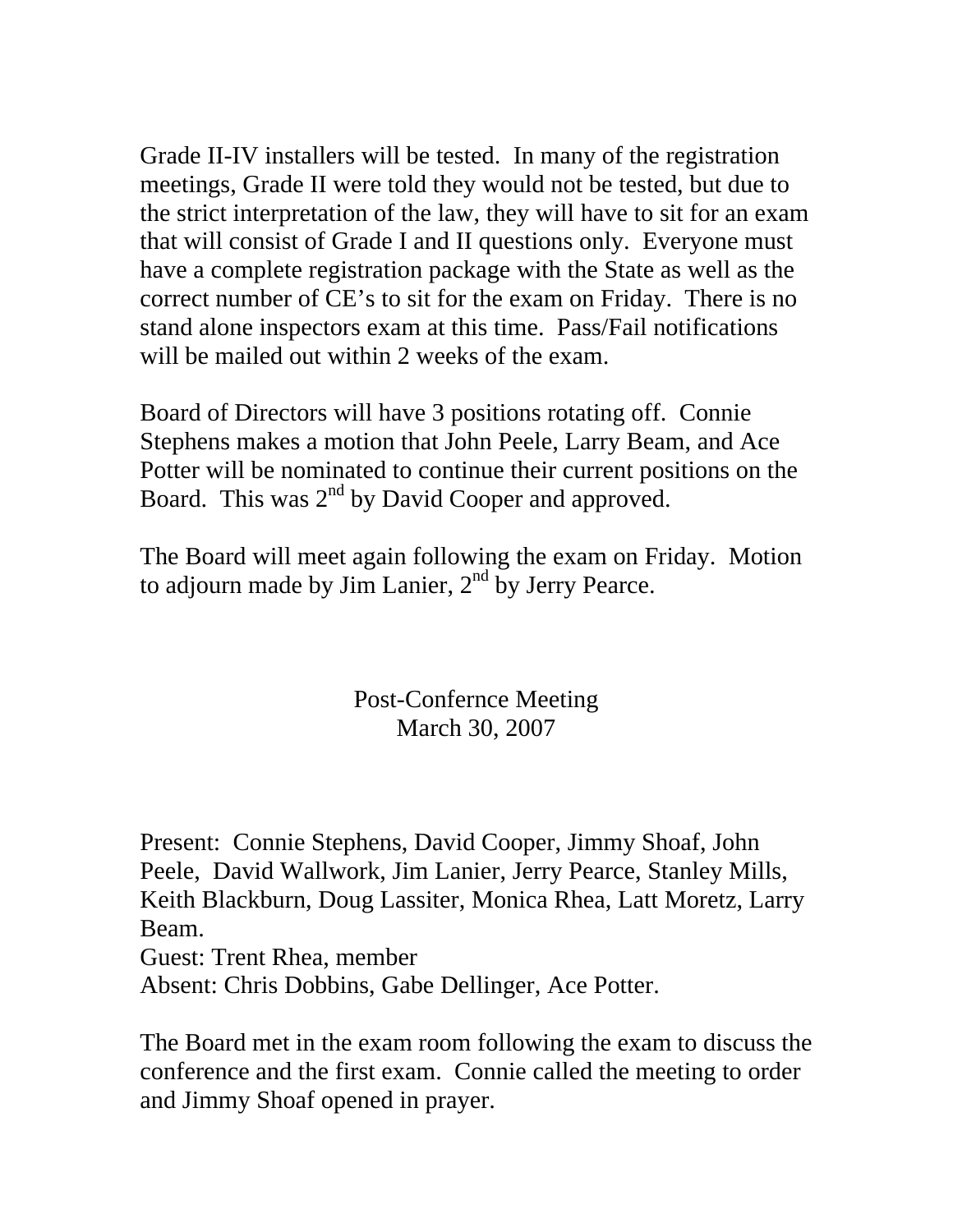Grade II-IV installers will be tested. In many of the registration meetings, Grade II were told they would not be tested, but due to the strict interpretation of the law, they will have to sit for an exam that will consist of Grade I and II questions only. Everyone must have a complete registration package with the State as well as the correct number of CE's to sit for the exam on Friday. There is no stand alone inspectors exam at this time. Pass/Fail notifications will be mailed out within 2 weeks of the exam.

Board of Directors will have 3 positions rotating off. Connie Stephens makes a motion that John Peele, Larry Beam, and Ace Potter will be nominated to continue their current positions on the Board. This was 2nd by David Cooper and approved.

The Board will meet again following the exam on Friday. Motion to adjourn made by Jim Lanier, 2nd by Jerry Pearce.

## Post-Confernce Meeting
## March 30, 2007

Present: Connie Stephens, David Cooper, Jimmy Shoaf, John Peele, David Wallwork, Jim Lanier, Jerry Pearce, Stanley Mills, Keith Blackburn, Doug Lassiter, Monica Rhea, Latt Moretz, Larry Beam.
Guest: Trent Rhea, member
Absent: Chris Dobbins, Gabe Dellinger, Ace Potter.

The Board met in the exam room following the exam to discuss the conference and the first exam. Connie called the meeting to order and Jimmy Shoaf opened in prayer.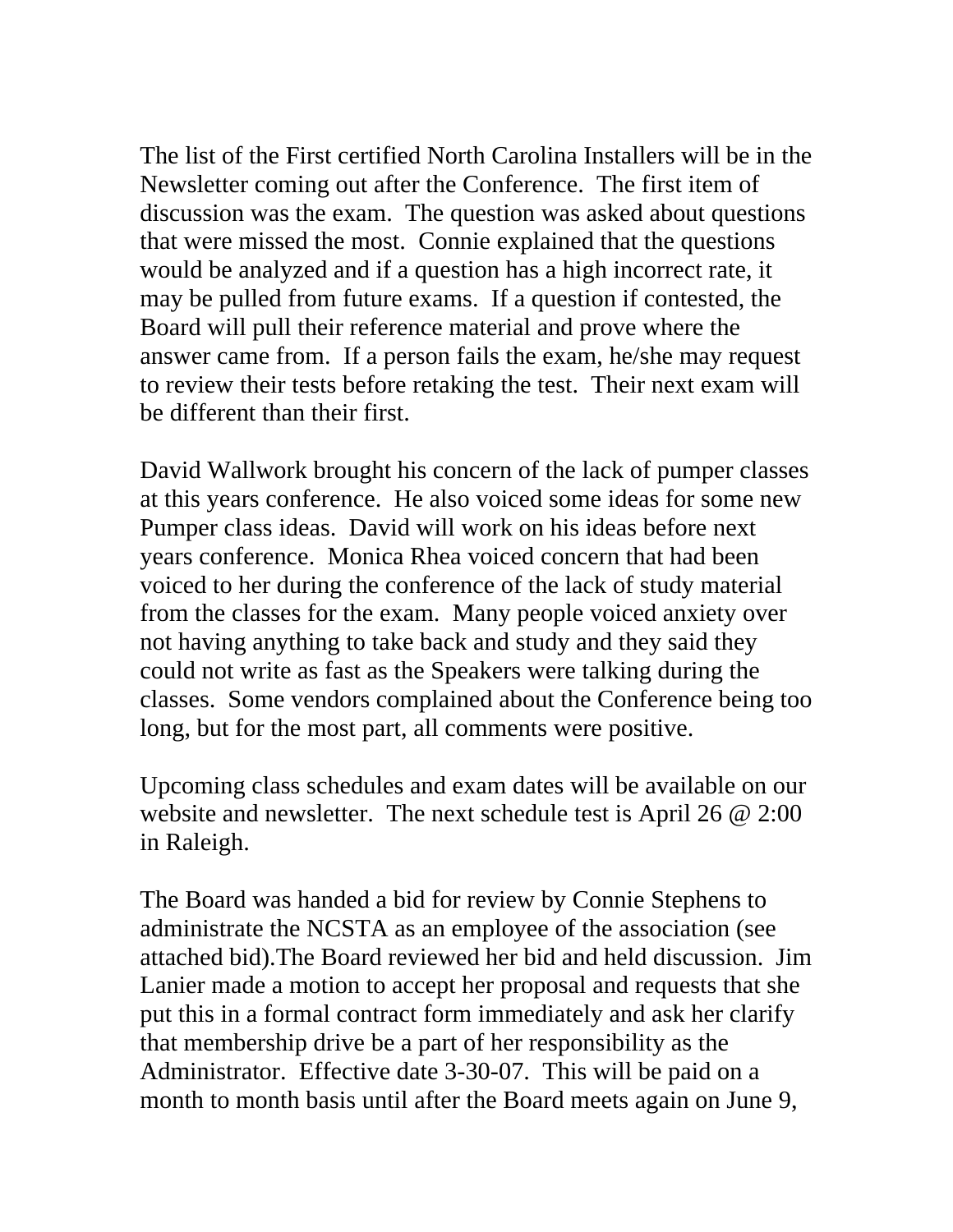The list of the First certified North Carolina Installers will be in the Newsletter coming out after the Conference. The first item of discussion was the exam. The question was asked about questions that were missed the most. Connie explained that the questions would be analyzed and if a question has a high incorrect rate, it may be pulled from future exams. If a question if contested, the Board will pull their reference material and prove where the answer came from. If a person fails the exam, he/she may request to review their tests before retaking the test. Their next exam will be different than their first.

David Wallwork brought his concern of the lack of pumper classes at this years conference. He also voiced some ideas for some new Pumper class ideas. David will work on his ideas before next years conference. Monica Rhea voiced concern that had been voiced to her during the conference of the lack of study material from the classes for the exam. Many people voiced anxiety over not having anything to take back and study and they said they could not write as fast as the Speakers were talking during the classes. Some vendors complained about the Conference being too long, but for the most part, all comments were positive.

Upcoming class schedules and exam dates will be available on our website and newsletter. The next schedule test is April 26 @ 2:00 in Raleigh.

The Board was handed a bid for review by Connie Stephens to administrate the NCSTA as an employee of the association (see attached bid).The Board reviewed her bid and held discussion. Jim Lanier made a motion to accept her proposal and requests that she put this in a formal contract form immediately and ask her clarify that membership drive be a part of her responsibility as the Administrator. Effective date 3-30-07. This will be paid on a month to month basis until after the Board meets again on June 9,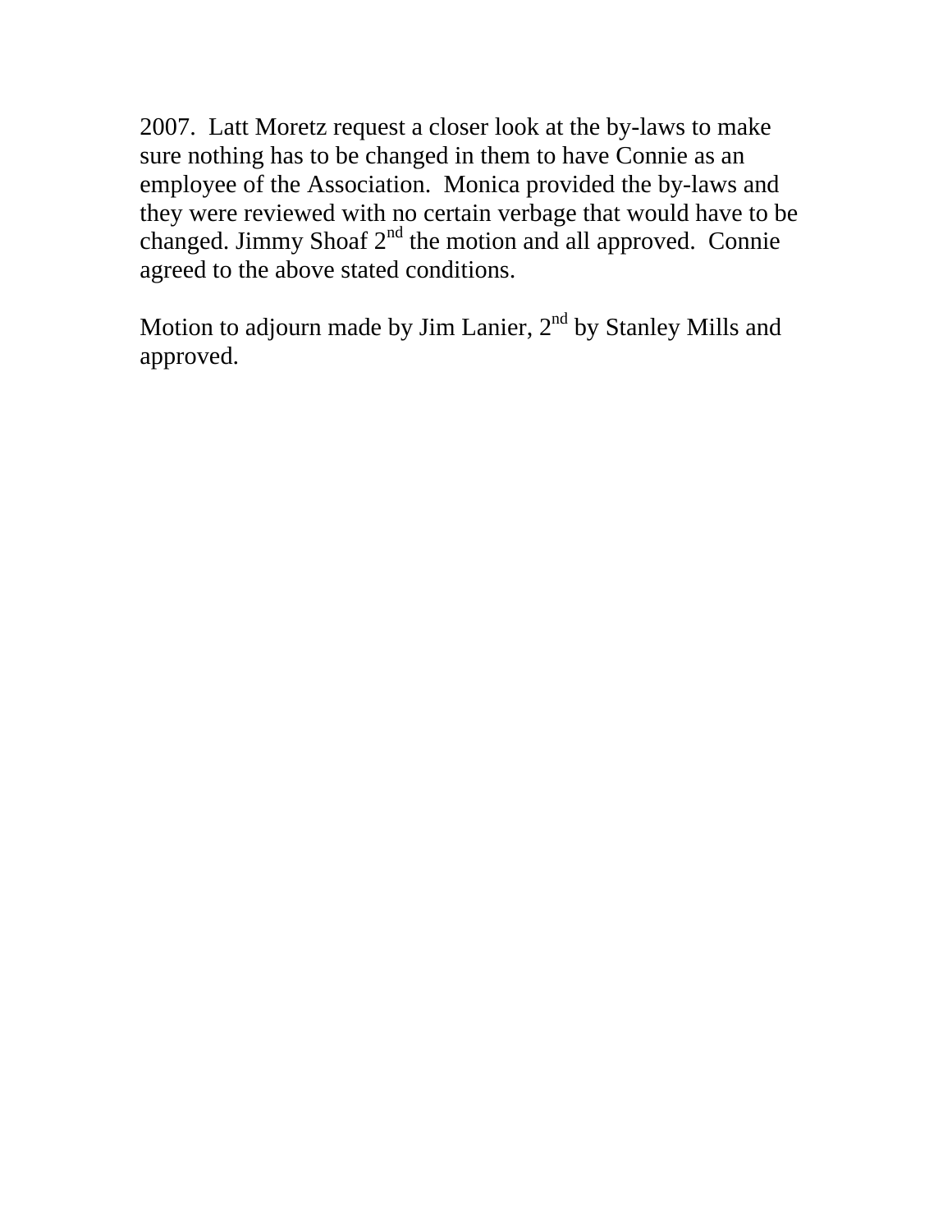2007. Latt Moretz request a closer look at the by-laws to make sure nothing has to be changed in them to have Connie as an employee of the Association. Monica provided the by-laws and they were reviewed with no certain verbage that would have to be changed. Jimmy Shoaf 2nd the motion and all approved. Connie agreed to the above stated conditions.

Motion to adjourn made by Jim Lanier, 2nd by Stanley Mills and approved.